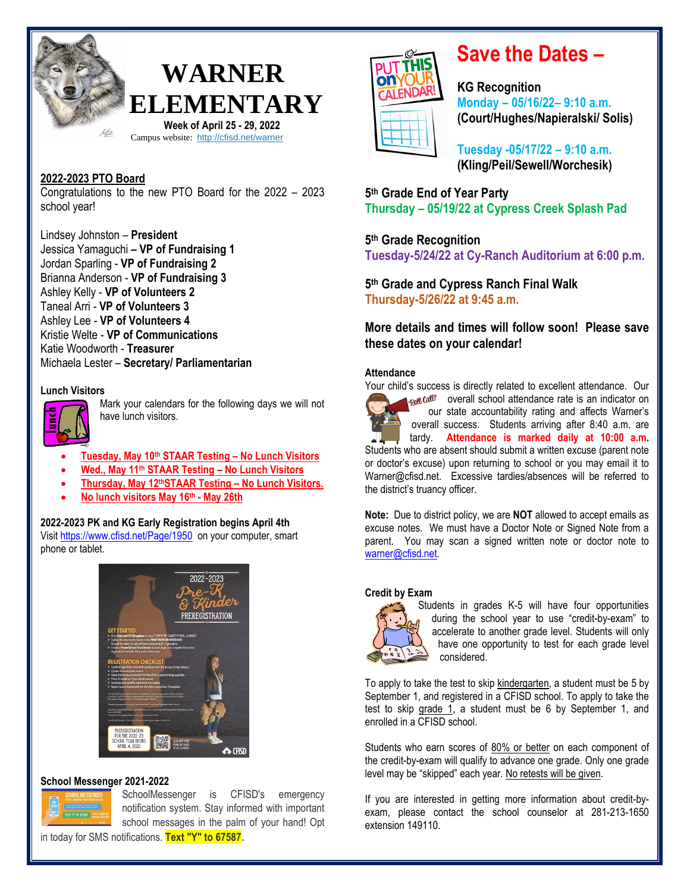# WARNER ELEMENTARY

**Week of April 25 - 29, 2022**

Campus website: http://cfisd.net/warner

## 2022-2023 PTO Board

Congratulations to the new PTO Board for the 2022 – 2023 school year!

Lindsey Johnston – **President**
Jessica Yamaguchi **– VP of Fundraising 1**
Jordan Sparling - **VP of Fundraising 2**
Brianna Anderson - **VP of Fundraising 3**
Ashley Kelly - **VP of Volunteers 2**
Taneal Arri - **VP of Volunteers 3**
Ashley Lee - **VP of Volunteers 4**
Kristie Welte - **VP of Communications**
Katie Woodworth - **Treasurer**
Michaela Lester – **Secretary/ Parliamentarian**

### Lunch Visitors

Mark your calendars for the following days we will not have lunch visitors.

- **Tuesday, May 10th STAAR Testing – No Lunch Visitors**
- **Wed., May 11th STAAR Testing – No Lunch Visitors**
- **Thursday, May 12th STAAR Testing – No Lunch Visitors.**
- **No lunch visitors May 16th - May 26th**

### 2022-2023 PK and KG Early Registration begins April 4th

Visit https://www.cfisd.net/Page/1950 on your computer, smart phone or tablet.

### School Messenger 2021-2022

SchoolMessenger is CFISD's emergency notification system. Stay informed with important school messages in the palm of your hand! Opt in today for SMS notifications. **Text "Y" to 67587**.

## Save the Dates –

**KG Recognition**
**Monday – 05/16/22– 9:10 a.m.**
**(Court/Hughes/Napieralski/ Solis)**

**Tuesday -05/17/22 – 9:10 a.m.**
**(Kling/Peil/Sewell/Worchesik)**

**5th Grade End of Year Party**
**Thursday – 05/19/22 at Cypress Creek Splash Pad**

**5th Grade Recognition**
**Tuesday-5/24/22 at Cy-Ranch Auditorium at 6:00 p.m.**

**5th Grade and Cypress Ranch Final Walk**
**Thursday-5/26/22 at 9:45 a.m.**

**More details and times will follow soon! Please save these dates on your calendar!**

### Attendance

Your child's success is directly related to excellent attendance. Our overall school attendance rate is an indicator on our state accountability rating and affects Warner's overall success. Students arriving after 8:40 a.m. are tardy. **Attendance is marked daily at 10:00 a.m.** Students who are absent should submit a written excuse (parent note or doctor's excuse) upon returning to school or you may email it to Warner@cfisd.net. Excessive tardies/absences will be referred to the district's truancy officer.

**Note:** Due to district policy, we are **NOT** allowed to accept emails as excuse notes. We must have a Doctor Note or Signed Note from a parent. You may scan a signed written note or doctor note to warner@cfisd.net.

### Credit by Exam

Students in grades K-5 will have four opportunities during the school year to use "credit-by-exam" to accelerate to another grade level. Students will only have one opportunity to test for each grade level considered.

To apply to take the test to skip kindergarten, a student must be 5 by September 1, and registered in a CFISD school. To apply to take the test to skip grade 1, a student must be 6 by September 1, and enrolled in a CFISD school.

Students who earn scores of 80% or better on each component of the credit-by-exam will qualify to advance one grade. Only one grade level may be "skipped" each year. No retests will be given.

If you are interested in getting more information about credit-by-exam, please contact the school counselor at 281-213-1650 extension 149110.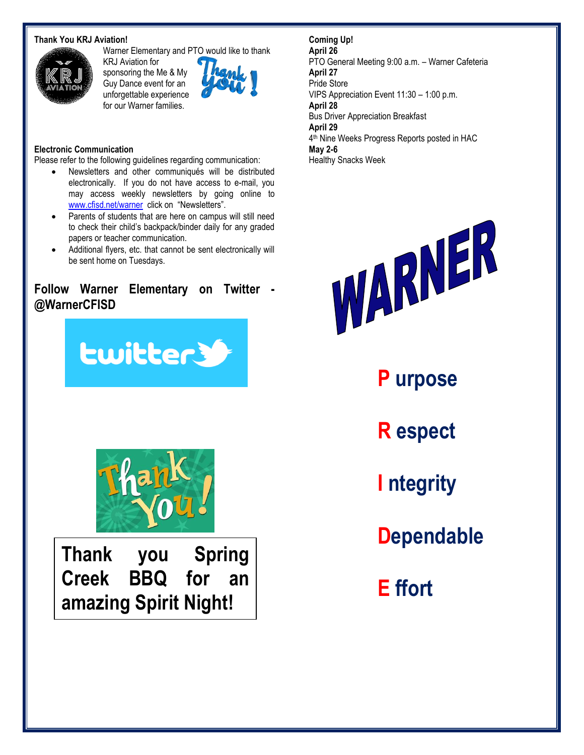**Thank You KRJ Aviation!**

Warner Elementary and PTO would like to thank KRJ Aviation for sponsoring the Me & My Guy Dance event for an unforgettable experience for our Warner families.

**Electronic Communication**

Please refer to the following guidelines regarding communication:

- Newsletters and other communiqués will be distributed electronically. If you do not have access to e-mail, you may access weekly newsletters by going online to www.cfisd.net/warner click on "Newsletters".
- Parents of students that are here on campus will still need to check their child's backpack/binder daily for any graded papers or teacher communication.
- Additional flyers, etc. that cannot be sent electronically will be sent home on Tuesdays.

## Follow Warner Elementary on Twitter - @WarnerCFISD

## Thank you Spring Creek BBQ for an amazing Spirit Night!

**Coming Up!**

**April 26**
PTO General Meeting 9:00 a.m. – Warner Cafeteria

**April 27**
Pride Store
VIPS Appreciation Event 11:30 – 1:00 p.m.

**April 28**
Bus Driver Appreciation Breakfast

**April 29**
4th Nine Weeks Progress Reports posted in HAC

**May 2-6**
Healthy Snacks Week

# WARNER

## P urpose

## R espect

## I ntegrity

## Dependable

## E ffort